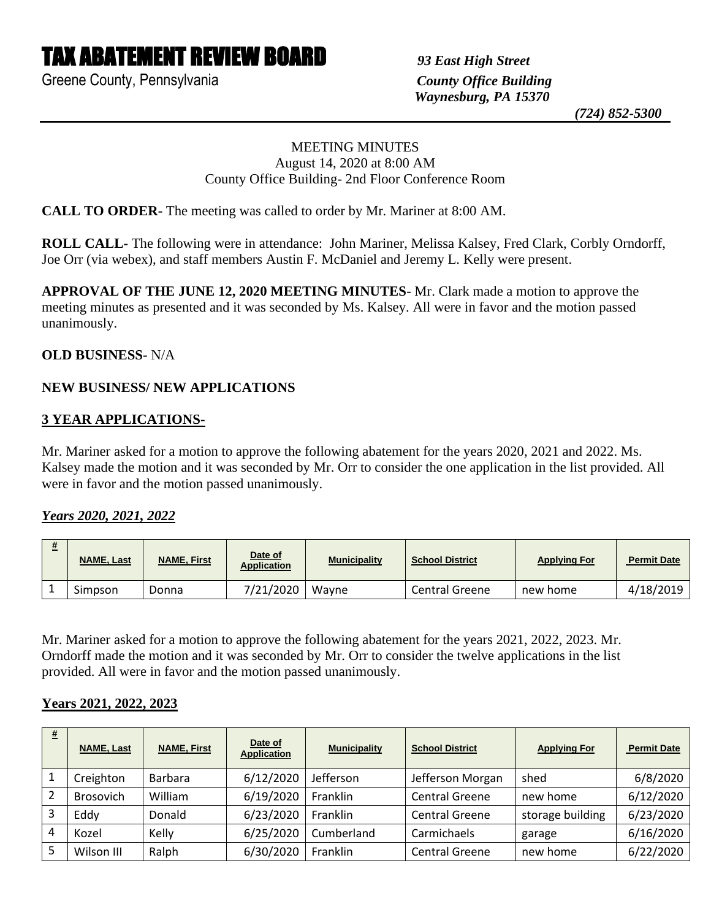# TAX ABATEMENT REVIEW BOARD

Greene County, Pennsylvania

*93 East High Street*
*County Office Building*
*Waynesburg, PA 15370*
*(724) 852-5300*

MEETING MINUTES
August 14, 2020 at 8:00 AM
County Office Building- 2nd Floor Conference Room

**CALL TO ORDER-** The meeting was called to order by Mr. Mariner at 8:00 AM.

**ROLL CALL-** The following were in attendance: John Mariner, Melissa Kalsey, Fred Clark, Corbly Orndorff, Joe Orr (via webex), and staff members Austin F. McDaniel and Jeremy L. Kelly were present.

**APPROVAL OF THE JUNE 12, 2020 MEETING MINUTES**- Mr. Clark made a motion to approve the meeting minutes as presented and it was seconded by Ms. Kalsey. All were in favor and the motion passed unanimously.

**OLD BUSINESS-** N/A

**NEW BUSINESS/ NEW APPLICATIONS**

**3 YEAR APPLICATIONS-**

Mr. Mariner asked for a motion to approve the following abatement for the years 2020, 2021 and 2022. Ms. Kalsey made the motion and it was seconded by Mr. Orr to consider the one application in the list provided. All were in favor and the motion passed unanimously.

***Years 2020, 2021, 2022***

| # | NAME, Last | NAME, First | Date of Application | Municipality | School District | Applying For | Permit Date |
|---|---|---|---|---|---|---|---|
| 1 | Simpson | Donna | 7/21/2020 | Wayne | Central Greene | new home | 4/18/2019 |

Mr. Mariner asked for a motion to approve the following abatement for the years 2021, 2022, 2023. Mr. Orndorff made the motion and it was seconded by Mr. Orr to consider the twelve applications in the list provided. All were in favor and the motion passed unanimously.

**Years 2021, 2022, 2023**

| # | NAME, Last | NAME, First | Date of Application | Municipality | School District | Applying For | Permit Date |
|---|---|---|---|---|---|---|---|
| 1 | Creighton | Barbara | 6/12/2020 | Jefferson | Jefferson Morgan | shed | 6/8/2020 |
| 2 | Brosovich | William | 6/19/2020 | Franklin | Central Greene | new home | 6/12/2020 |
| 3 | Eddy | Donald | 6/23/2020 | Franklin | Central Greene | storage building | 6/23/2020 |
| 4 | Kozel | Kelly | 6/25/2020 | Cumberland | Carmichaels | garage | 6/16/2020 |
| 5 | Wilson III | Ralph | 6/30/2020 | Franklin | Central Greene | new home | 6/22/2020 |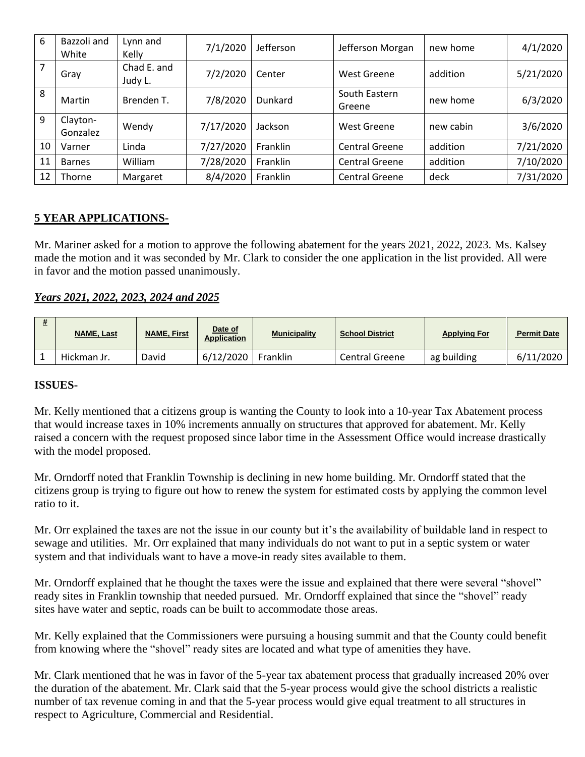| 6 | Bazzoli and White | Lynn and Kelly | 7/1/2020 | Jefferson | Jefferson Morgan | new home | 4/1/2020 |
|---|---|---|---|---|---|---|---|
| 7 | Gray | Chad E. and Judy L. | 7/2/2020 | Center | West Greene | addition | 5/21/2020 |
| 8 | Martin | Brenden T. | 7/8/2020 | Dunkard | South Eastern Greene | new home | 6/3/2020 |
| 9 | Clayton-Gonzalez | Wendy | 7/17/2020 | Jackson | West Greene | new cabin | 3/6/2020 |
| 10 | Varner | Linda | 7/27/2020 | Franklin | Central Greene | addition | 7/21/2020 |
| 11 | Barnes | William | 7/28/2020 | Franklin | Central Greene | addition | 7/10/2020 |
| 12 | Thorne | Margaret | 8/4/2020 | Franklin | Central Greene | deck | 7/31/2020 |

**5 YEAR APPLICATIONS-**

Mr. Mariner asked for a motion to approve the following abatement for the years 2021, 2022, 2023. Ms. Kalsey made the motion and it was seconded by Mr. Clark to consider the one application in the list provided. All were in favor and the motion passed unanimously.

***Years 2021, 2022, 2023, 2024 and 2025***

| # | NAME, Last | NAME, First | Date of Application | Municipality | School District | Applying For | Permit Date |
|---|---|---|---|---|---|---|---|
| 1 | Hickman Jr. | David | 6/12/2020 | Franklin | Central Greene | ag building | 6/11/2020 |

**ISSUES-**

Mr. Kelly mentioned that a citizens group is wanting the County to look into a 10-year Tax Abatement process that would increase taxes in 10% increments annually on structures that approved for abatement. Mr. Kelly raised a concern with the request proposed since labor time in the Assessment Office would increase drastically with the model proposed.

Mr. Orndorff noted that Franklin Township is declining in new home building. Mr. Orndorff stated that the citizens group is trying to figure out how to renew the system for estimated costs by applying the common level ratio to it.

Mr. Orr explained the taxes are not the issue in our county but it's the availability of buildable land in respect to sewage and utilities. Mr. Orr explained that many individuals do not want to put in a septic system or water system and that individuals want to have a move-in ready sites available to them.

Mr. Orndorff explained that he thought the taxes were the issue and explained that there were several "shovel" ready sites in Franklin township that needed pursued. Mr. Orndorff explained that since the "shovel" ready sites have water and septic, roads can be built to accommodate those areas.

Mr. Kelly explained that the Commissioners were pursuing a housing summit and that the County could benefit from knowing where the "shovel" ready sites are located and what type of amenities they have.

Mr. Clark mentioned that he was in favor of the 5-year tax abatement process that gradually increased 20% over the duration of the abatement. Mr. Clark said that the 5-year process would give the school districts a realistic number of tax revenue coming in and that the 5-year process would give equal treatment to all structures in respect to Agriculture, Commercial and Residential.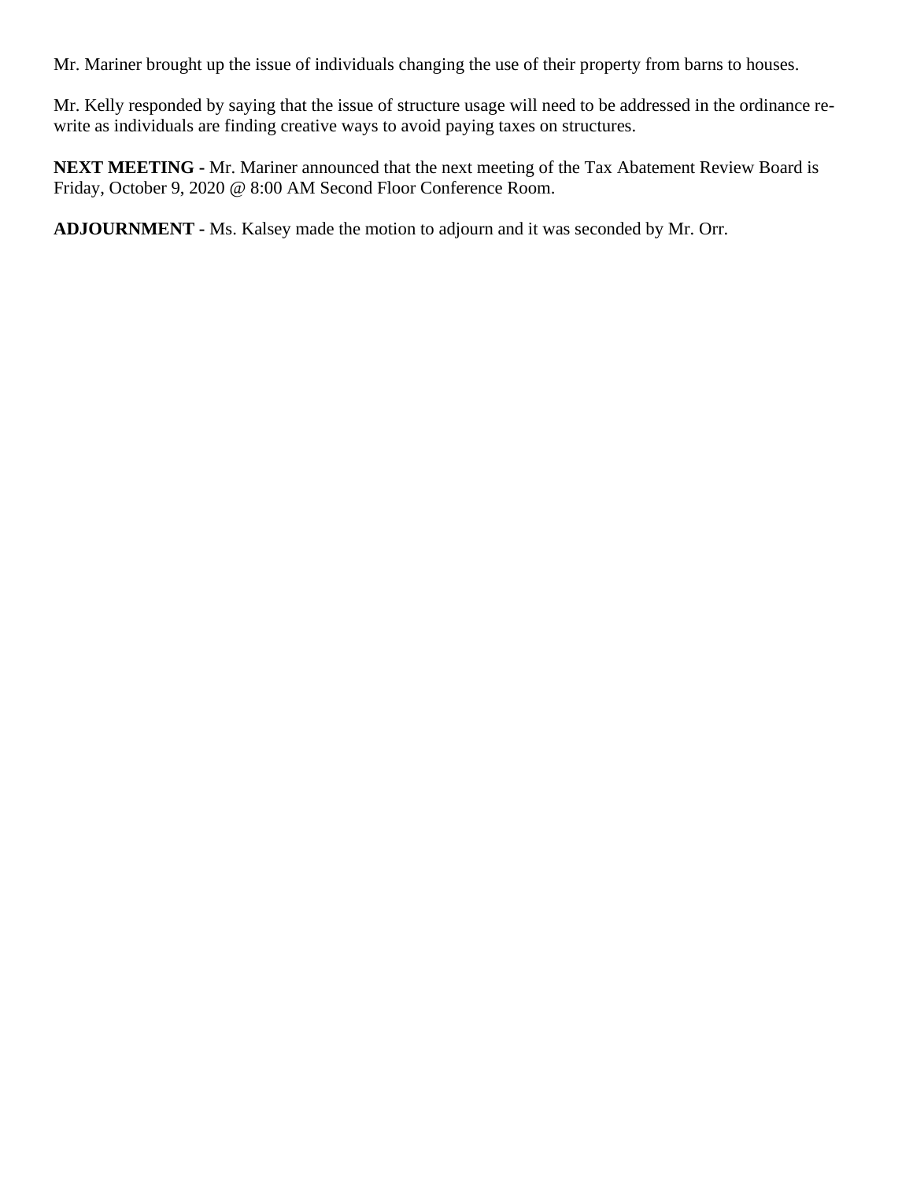Mr. Mariner brought up the issue of individuals changing the use of their property from barns to houses.

Mr. Kelly responded by saying that the issue of structure usage will need to be addressed in the ordinance re-write as individuals are finding creative ways to avoid paying taxes on structures.

**NEXT MEETING -** Mr. Mariner announced that the next meeting of the Tax Abatement Review Board is Friday, October 9, 2020 @ 8:00 AM Second Floor Conference Room.

**ADJOURNMENT -** Ms. Kalsey made the motion to adjourn and it was seconded by Mr. Orr.